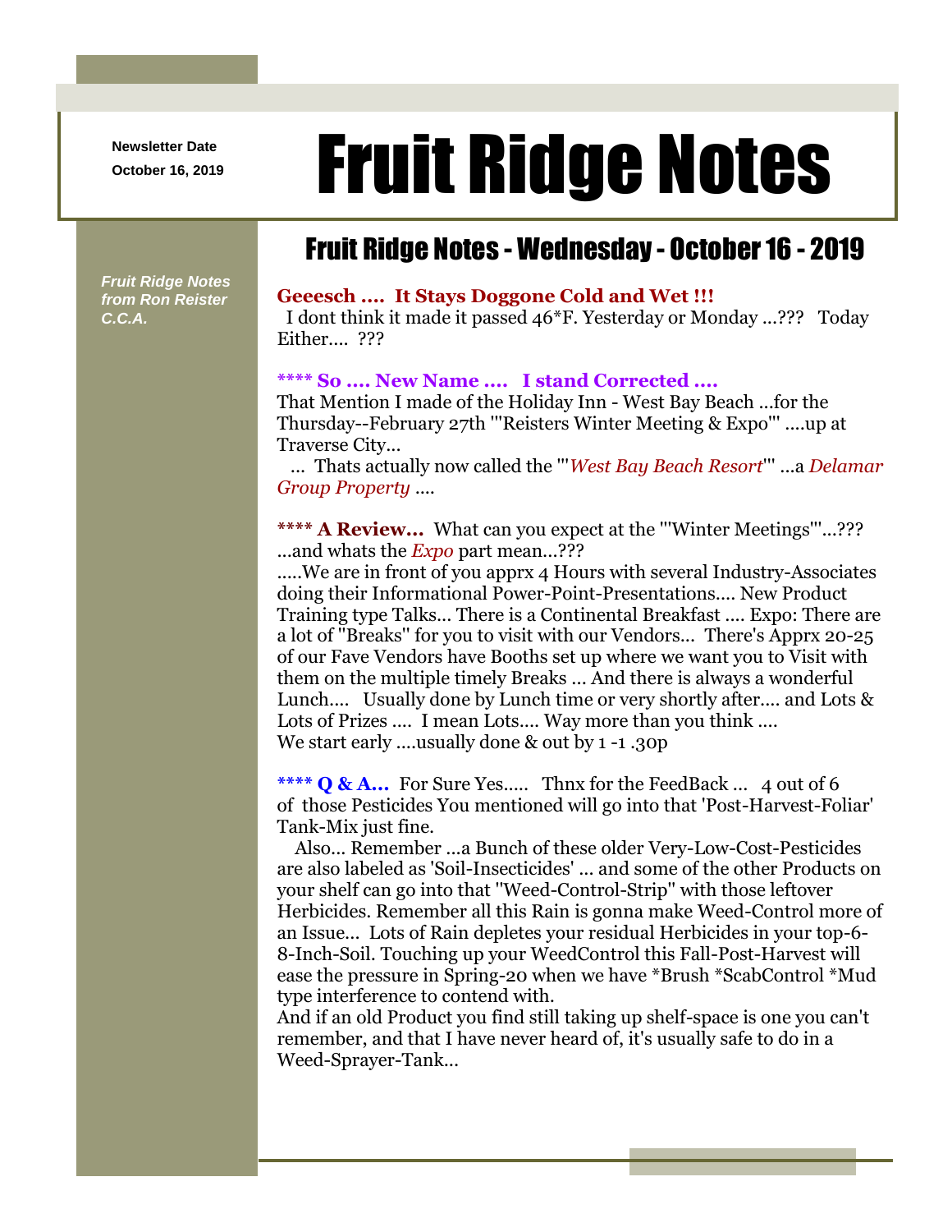Newsletter Date
October 16, 2019

# Fruit Ridge Notes

*Fruit Ridge Notes from Ron Reister C.C.A.*

## Fruit Ridge Notes - Wednesday - October 16 - 2019

**Geeesch .... It Stays Doggone Cold and Wet !!!**
I dont think it made it passed 46*F. Yesterday or Monday ...??? Today Either.... ???

**\*\*\*\* So .... New Name .... I stand Corrected ....**
That Mention I made of the Holiday Inn - West Bay Beach ...for the Thursday--February 27th '"Reisters Winter Meeting & Expo"' ....up at Traverse City...
... Thats actually now called the "'*West Bay Beach Resort*'" ...a *Delamar Group Property* ....

**\*\*\*\* A Review...** What can you expect at the "'Winter Meetings"'...??? ...and whats the *Expo* part mean...???
.....We are in front of you apprx 4 Hours with several Industry-Associates doing their Informational Power-Point-Presentations.... New Product Training type Talks... There is a Continental Breakfast .... Expo: There are a lot of "Breaks" for you to visit with our Vendors... There's Apprx 20-25 of our Fave Vendors have Booths set up where we want you to Visit with them on the multiple timely Breaks ... And there is always a wonderful Lunch.... Usually done by Lunch time or very shortly after.... and Lots & Lots of Prizes .... I mean Lots.... Way more than you think ....
We start early ....usually done & out by 1 -1 .30p

**\*\*\*\* Q & A...** For Sure Yes..... Thnx for the FeedBack ... 4 out of 6 of those Pesticides You mentioned will go into that 'Post-Harvest-Foliar' Tank-Mix just fine.
Also... Remember ...a Bunch of these older Very-Low-Cost-Pesticides are also labeled as 'Soil-Insecticides' ... and some of the other Products on your shelf can go into that "Weed-Control-Strip" with those leftover Herbicides. Remember all this Rain is gonna make Weed-Control more of an Issue... Lots of Rain depletes your residual Herbicides in your top-6-8-Inch-Soil. Touching up your WeedControl this Fall-Post-Harvest will ease the pressure in Spring-20 when we have *Brush *ScabControl *Mud type interference to contend with.
And if an old Product you find still taking up shelf-space is one you can't remember, and that I have never heard of, it's usually safe to do in a Weed-Sprayer-Tank...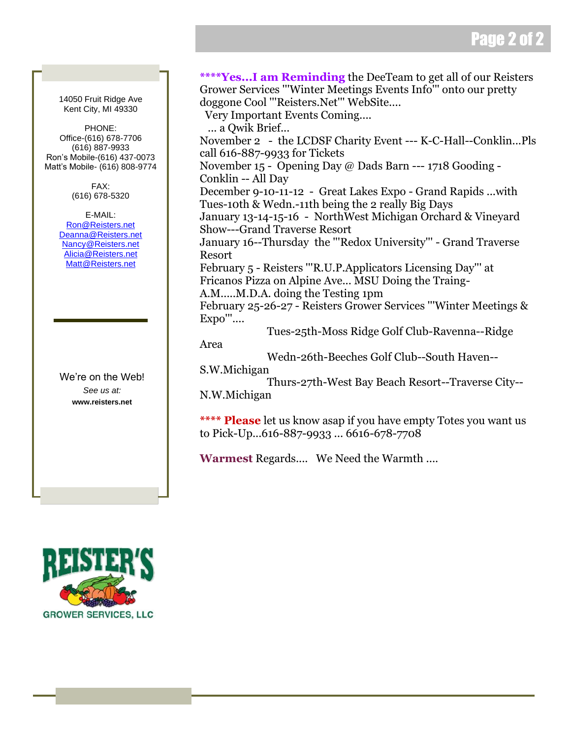14050 Fruit Ridge Ave
Kent City, MI 49330

PHONE:
Office-(616) 678-7706
(616) 887-9933
Ron's Mobile-(616) 437-0073
Matt's Mobile- (616) 808-9774

FAX:
(616) 678-5320

E-MAIL:
Ron@Reisters.net
Deanna@Reisters.net
Nancy@Reisters.net
Alicia@Reisters.net
Matt@Reisters.net

We're on the Web!
*See us at:*
**www.reisters.net**

REISTER'S
GROWER SERVICES, LLC

**\*\*\*\*Yes...I am Reminding** the DeeTeam to get all of our Reisters Grower Services "'Winter Meetings Events Info'" onto our pretty doggone Cool "'Reisters.Net'" WebSite....
Very Important Events Coming....
... a Qwik Brief...

November 2 - the LCDSF Charity Event --- K-C-Hall--Conklin...Pls call 616-887-9933 for Tickets
November 15 - Opening Day @ Dads Barn --- 1718 Gooding - Conklin -- All Day
December 9-10-11-12 - Great Lakes Expo - Grand Rapids ...with Tues-10th & Wedn.-11th being the 2 really Big Days
January 13-14-15-16 - NorthWest Michigan Orchard & Vineyard Show---Grand Traverse Resort
January 16--Thursday the "'Redox University'" - Grand Traverse Resort
February 5 - Reisters "'R.U.P.Applicators Licensing Day'" at Fricanos Pizza on Alpine Ave... MSU Doing the Traing-A.M.....M.D.A. doing the Testing 1pm
February 25-26-27 - Reisters Grower Services "'Winter Meetings & Expo'"....
Tues-25th-Moss Ridge Golf Club-Ravenna--Ridge Area
Wedn-26th-Beeches Golf Club--South Haven--S.W.Michigan
Thurs-27th-West Bay Beach Resort--Traverse City--N.W.Michigan

**\*\*\*\* Please** let us know asap if you have empty Totes you want us to Pick-Up...616-887-9933 ... 6616-678-7708

**Warmest** Regards.... We Need the Warmth ....